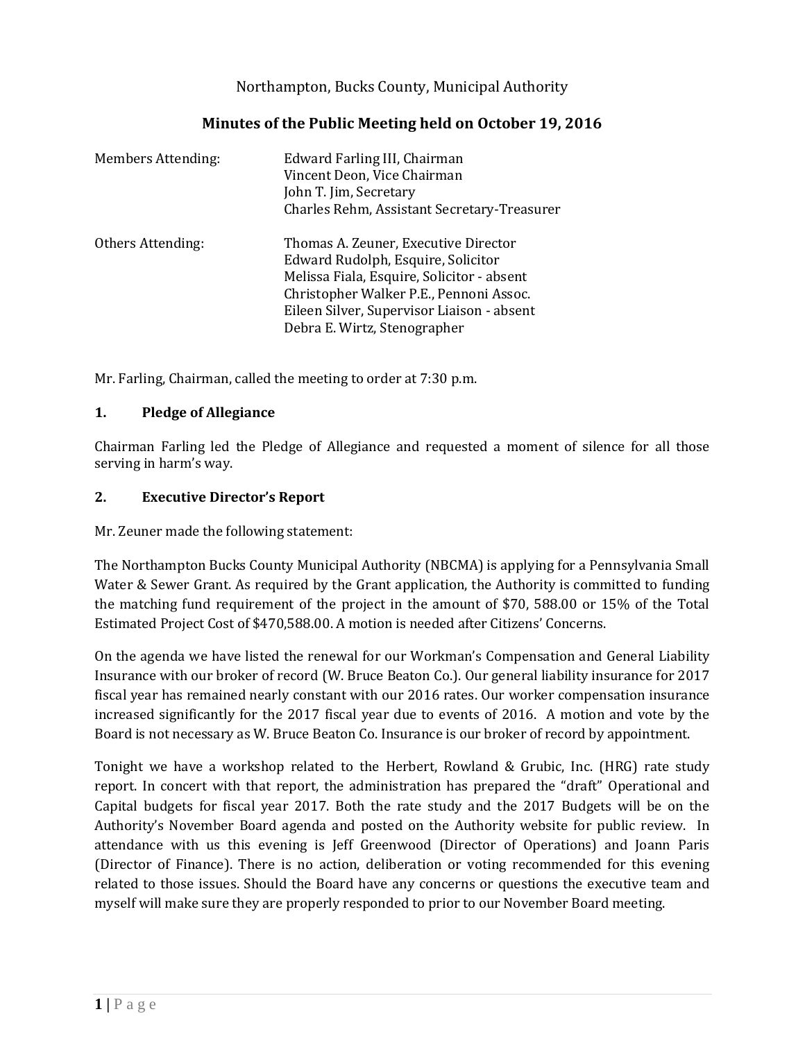Northampton, Bucks County, Municipal Authority

## Minutes of the Public Meeting held on October 19, 2016

| | |
|---|---|
| Members Attending: | Edward Farling III, Chairman<br>Vincent Deon, Vice Chairman<br>John T. Jim, Secretary<br>Charles Rehm, Assistant Secretary-Treasurer |
| Others Attending: | Thomas A. Zeuner, Executive Director<br>Edward Rudolph, Esquire, Solicitor<br>Melissa Fiala, Esquire, Solicitor - absent<br>Christopher Walker P.E., Pennoni Assoc.<br>Eileen Silver, Supervisor Liaison - absent<br>Debra E. Wirtz, Stenographer |

Mr. Farling, Chairman, called the meeting to order at 7:30 p.m.

### 1. Pledge of Allegiance

Chairman Farling led the Pledge of Allegiance and requested a moment of silence for all those serving in harm's way.

### 2. Executive Director's Report

Mr. Zeuner made the following statement:

The Northampton Bucks County Municipal Authority (NBCMA) is applying for a Pennsylvania Small Water & Sewer Grant. As required by the Grant application, the Authority is committed to funding the matching fund requirement of the project in the amount of $70, 588.00 or 15% of the Total Estimated Project Cost of $470,588.00. A motion is needed after Citizens' Concerns.

On the agenda we have listed the renewal for our Workman's Compensation and General Liability Insurance with our broker of record (W. Bruce Beaton Co.). Our general liability insurance for 2017 fiscal year has remained nearly constant with our 2016 rates. Our worker compensation insurance increased significantly for the 2017 fiscal year due to events of 2016. A motion and vote by the Board is not necessary as W. Bruce Beaton Co. Insurance is our broker of record by appointment.

Tonight we have a workshop related to the Herbert, Rowland & Grubic, Inc. (HRG) rate study report. In concert with that report, the administration has prepared the "draft" Operational and Capital budgets for fiscal year 2017. Both the rate study and the 2017 Budgets will be on the Authority's November Board agenda and posted on the Authority website for public review. In attendance with us this evening is Jeff Greenwood (Director of Operations) and Joann Paris (Director of Finance). There is no action, deliberation or voting recommended for this evening related to those issues. Should the Board have any concerns or questions the executive team and myself will make sure they are properly responded to prior to our November Board meeting.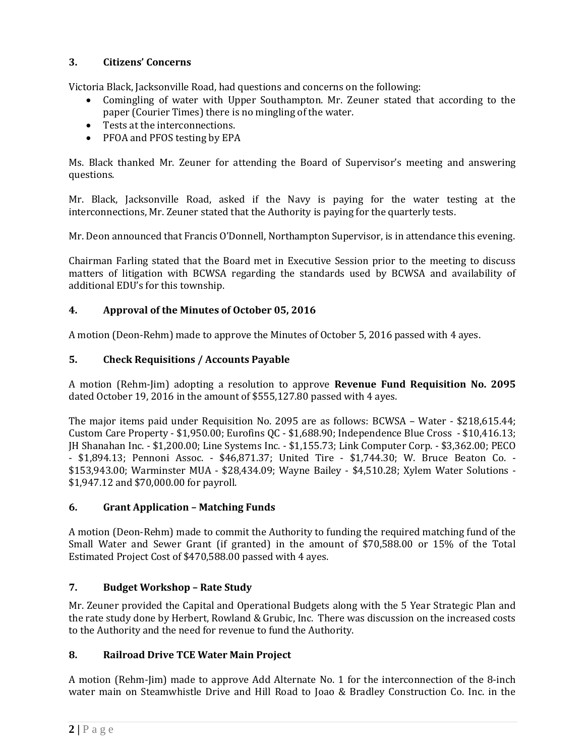### 3. Citizens' Concerns

Victoria Black, Jacksonville Road, had questions and concerns on the following:

- Comingling of water with Upper Southampton. Mr. Zeuner stated that according to the paper (Courier Times) there is no mingling of the water.
- Tests at the interconnections.
- PFOA and PFOS testing by EPA

Ms. Black thanked Mr. Zeuner for attending the Board of Supervisor's meeting and answering questions.

Mr. Black, Jacksonville Road, asked if the Navy is paying for the water testing at the interconnections, Mr. Zeuner stated that the Authority is paying for the quarterly tests.

Mr. Deon announced that Francis O'Donnell, Northampton Supervisor, is in attendance this evening.

Chairman Farling stated that the Board met in Executive Session prior to the meeting to discuss matters of litigation with BCWSA regarding the standards used by BCWSA and availability of additional EDU's for this township.

### 4. Approval of the Minutes of October 05, 2016

A motion (Deon-Rehm) made to approve the Minutes of October 5, 2016 passed with 4 ayes.

### 5. Check Requisitions / Accounts Payable

A motion (Rehm-Jim) adopting a resolution to approve **Revenue Fund Requisition No. 2095** dated October 19, 2016 in the amount of $555,127.80 passed with 4 ayes.

The major items paid under Requisition No. 2095 are as follows: BCWSA – Water - $218,615.44; Custom Care Property - $1,950.00; Eurofins QC - $1,688.90; Independence Blue Cross - $10,416.13; JH Shanahan Inc. - $1,200.00; Line Systems Inc. - $1,155.73; Link Computer Corp. - $3,362.00; PECO - $1,894.13; Pennoni Assoc. - $46,871.37; United Tire - $1,744.30; W. Bruce Beaton Co. - $153,943.00; Warminster MUA - $28,434.09; Wayne Bailey - $4,510.28; Xylem Water Solutions - $1,947.12 and $70,000.00 for payroll.

### 6. Grant Application – Matching Funds

A motion (Deon-Rehm) made to commit the Authority to funding the required matching fund of the Small Water and Sewer Grant (if granted) in the amount of $70,588.00 or 15% of the Total Estimated Project Cost of $470,588.00 passed with 4 ayes.

### 7. Budget Workshop – Rate Study

Mr. Zeuner provided the Capital and Operational Budgets along with the 5 Year Strategic Plan and the rate study done by Herbert, Rowland & Grubic, Inc. There was discussion on the increased costs to the Authority and the need for revenue to fund the Authority.

### 8. Railroad Drive TCE Water Main Project

A motion (Rehm-Jim) made to approve Add Alternate No. 1 for the interconnection of the 8-inch water main on Steamwhistle Drive and Hill Road to Joao & Bradley Construction Co. Inc. in the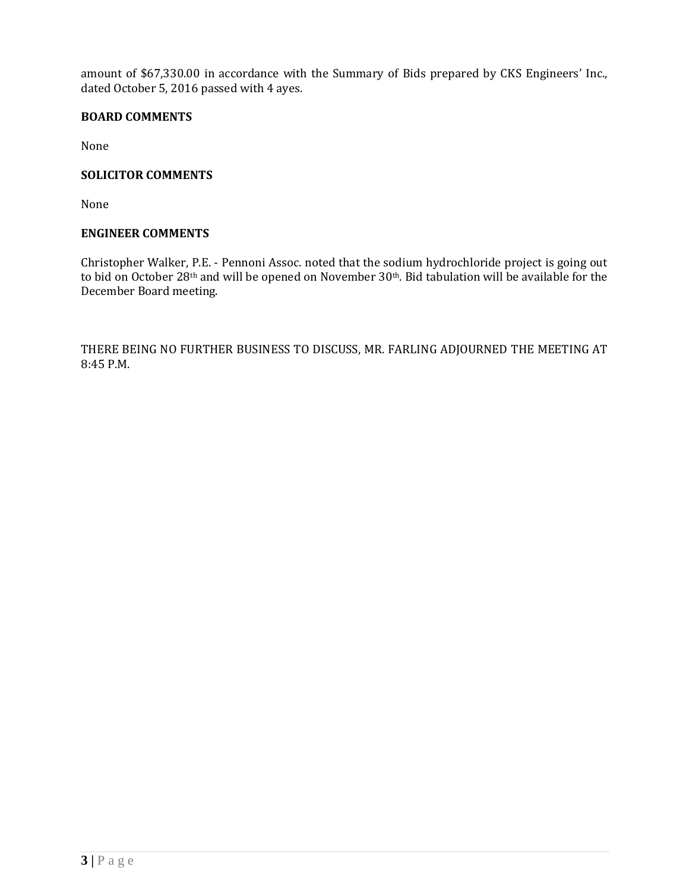amount of $67,330.00 in accordance with the Summary of Bids prepared by CKS Engineers' Inc., dated October 5, 2016 passed with 4 ayes.

**BOARD COMMENTS**

None

**SOLICITOR COMMENTS**

None

**ENGINEER COMMENTS**

Christopher Walker, P.E. - Pennoni Assoc. noted that the sodium hydrochloride project is going out to bid on October 28th and will be opened on November 30th. Bid tabulation will be available for the December Board meeting.

THERE BEING NO FURTHER BUSINESS TO DISCUSS, MR. FARLING ADJOURNED THE MEETING AT 8:45 P.M.